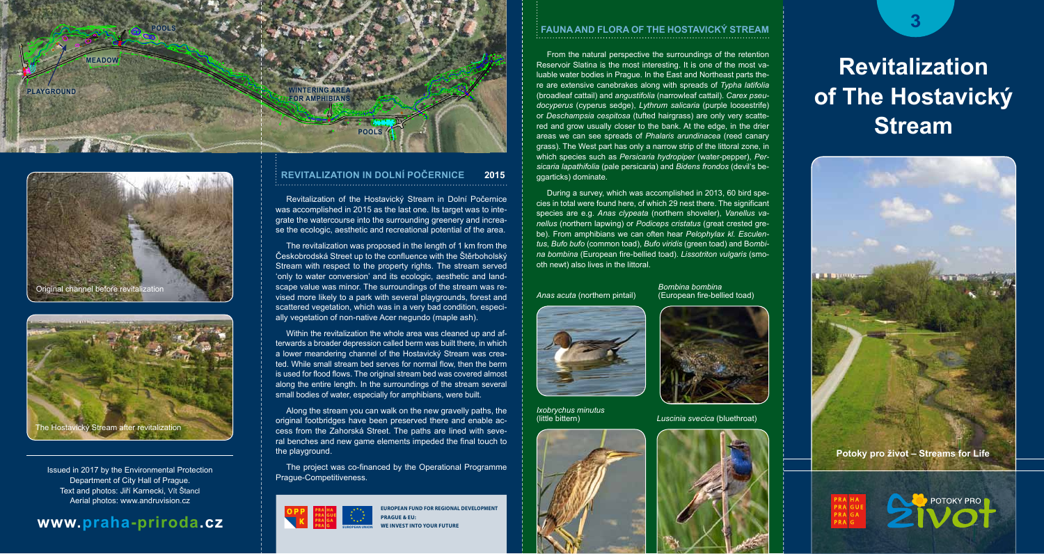POOLS

MEADOW

PLAYGROUND

WINTERING AREA FOR AMPHIBIANS

POOLS

Original channel before revitalization

The Hostavický Stream after revitalization

Issued in 2017 by the Environmental Protection Department of City Hall of Prague.
Text and photos: Jiří Karnecki, Vít Štancl
Aerial photos: www.andruvision.cz

**www.praha-priroda.cz**

## REVITALIZATION IN DOLNÍ POČERNICE 2015

Revitalization of the Hostavický Stream in Dolní Počernice was accomplished in 2015 as the last one. Its target was to integrate the watercourse into the surrounding greenery and increase the ecologic, aesthetic and recreational potential of the area.

The revitalization was proposed in the length of 1 km from the Českobrodská Street up to the confluence with the Štěrboholský Stream with respect to the property rights. The stream served 'only to water conversion' and its ecologic, aesthetic and landscape value was minor. The surroundings of the stream was revised more likely to a park with several playgrounds, forest and scattered vegetation, which was in a very bad condition, especially vegetation of non-native Acer negundo (maple ash).

Within the revitalization the whole area was cleaned up and afterwards a broader depression called berm was built there, in which a lower meandering channel of the Hostavický Stream was created. While small stream bed serves for normal flow, then the berm is used for flood flows. The original stream bed was covered almost along the entire length. In the surroundings of the stream several small bodies of water, especially for amphibians, were built.

Along the stream you can walk on the new gravelly paths, the original footbridges have been preserved there and enable access from the Zahorská Street. The paths are lined with several benches and new game elements impeded the final touch to the playground.

The project was co-financed by the Operational Programme Prague-Competitiveness.

EUROPEAN FUND FOR REGIONAL DEVELOPMENT
PRAGUE & EU:
WE INVEST INTO YOUR FUTURE

## FAUNA AND FLORA OF THE HOSTAVICKÝ STREAM

From the natural perspective the surroundings of the retention Reservoir Slatina is the most interesting. It is one of the most valuable water bodies in Prague. In the East and Northeast parts there are extensive canebrakes along with spreads of *Typha latifolia* (broadleaf cattail) and *angustifolia* (narrowleaf cattail). *Carex pseudocyperus* (cyperus sedge), *Lythrum salicaria* (purple loosestrife) or *Deschampsia cespitosa* (tufted hairgrass) are only very scattered and grow usually closer to the bank. At the edge, in the drier areas we can see spreads of *Phalaris arundinacea* (reed canary grass). The West part has only a narrow strip of the littoral zone, in which species such as *Persicaria hydropiper* (water-pepper), *Persicaria lapathifolia* (pale persicaria) and *Bidens frondos* (devil's beggarticks) dominate.

During a survey, which was accomplished in 2013, 60 bird species in total were found here, of which 29 nest there. The significant species are e.g. *Anas clypeata* (northern shoveler), *Vanellus vanellus* (northern lapwing) or *Podiceps cristatus* (great crested grebe). From amphibians we can often hear *Pelophylax kl. Esculentus*, *Bufo bufo* (common toad), *Bufo viridis* (green toad) and *Bombina bombina* (European fire-bellied toad). *Lissotriton vulgaris* (smooth newt) also lives in the littoral.

*Anas acuta* (northern pintail)

*Bombina bombina* (European fire-bellied toad)

*Ixobrychus minutus* (little bittern)

*Luscinia svecica* (bluethroat)

# Revitalization of The Hostavický Stream

**Potoky pro život – Streams for Life**

POTOKY PRO život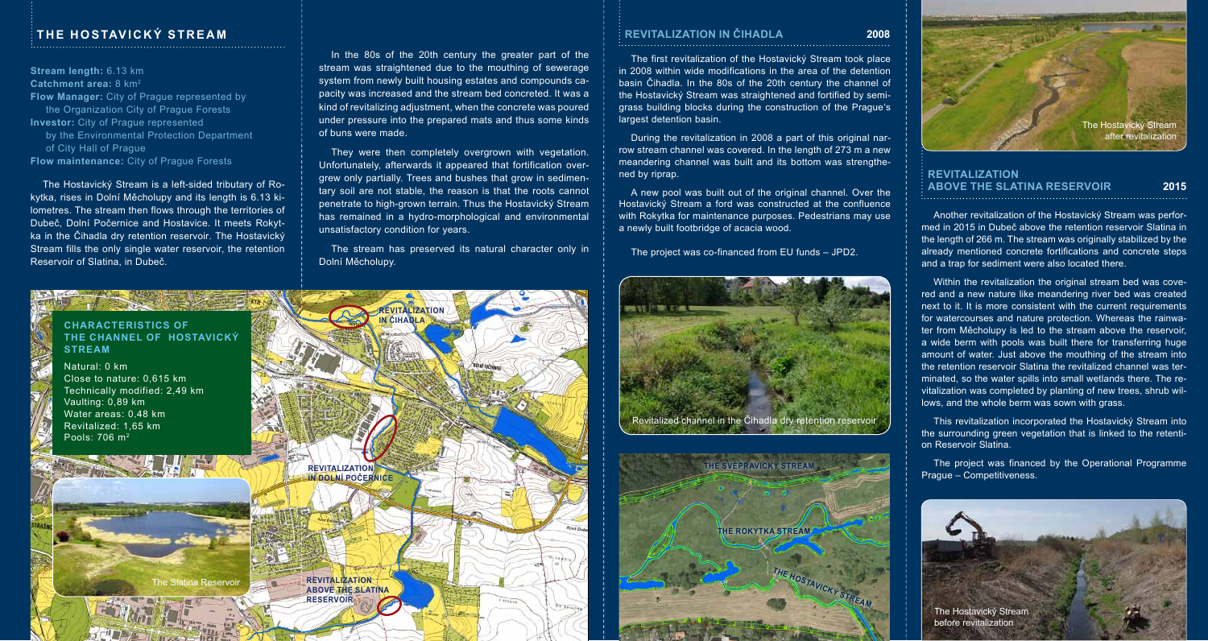## THE HOSTAVICKÝ STREAM

**Stream length:** 6.13 km
**Catchment area:** 8 km$^2$
**Flow Manager:** City of Prague represented by the Organization City of Prague Forests
**Investor:** City of Prague represented by the Environmental Protection Department of City Hall of Prague
**Flow maintenance:** City of Prague Forests

The Hostavický Stream is a left-sided tributary of Rokytka, rises in Dolní Měcholupy and its length is 6.13 kilometres. The stream then flows through the territories of Dubeč, Dolní Počernice and Hostavice. It meets Rokytka in the Čihadla dry retention reservoir. The Hostavický Stream fills the only single water reservoir, the retention Reservoir of Slatina, in Dubeč.

In the 80s of the 20th century the greater part of the stream was straightened due to the mouthing of sewerage system from newly built housing estates and compounds capacity was increased and the stream bed concreted. It was a kind of revitalizing adjustment, when the concrete was poured under pressure into the prepared mats and thus some kinds of buns were made.

They were then completely overgrown with vegetation. Unfortunately, afterwards it appeared that fortification overgrew only partially. Trees and bushes that grow in sedimentary soil are not stable, the reason is that the roots cannot penetrate to high-grown terrain. Thus the Hostavický Stream has remained in a hydro-morphological and environmental unsatisfactory condition for years.

The stream has preserved its natural character only in Dolní Měcholupy.

### CHARACTERISTICS OF THE CHANNEL OF HOSTAVICKÝ STREAM

Natural: 0 km
Close to nature: 0,615 km
Technically modified: 2,49 km
Vaulting: 0,89 km
Water areas: 0,48 km
Revitalized: 1,65 km
Pools: 706 m$^2$

The Slatina Reservoir

REVITALIZATION IN ČIHADLA

REVITALIZATION IN DOLNÍ POČERNICE

REVITALIZATION ABOVE THE SLATINA RESERVOIR

## REVITALIZATION IN ČIHADLA 2008

The first revitalization of the Hostavický Stream took place in 2008 within wide modifications in the area of the detention basin Čihadla. In the 80s of the 20th century the channel of the Hostavický Stream was straightened and fortified by semi-grass building blocks during the construction of the Prague's largest detention basin.

During the revitalization in 2008 a part of this original narrow stream channel was covered. In the length of 273 m a new meandering channel was built and its bottom was strengthened by riprap.

A new pool was built out of the original channel. Over the Hostavický Stream a ford was constructed at the confluence with Rokytka for maintenance purposes. Pedestrians may use a newly built footbridge of acacia wood.

The project was co-financed from EU funds – JPD2.

Revitalized channel in the Čihadla dry retention reservoir

THE SVÉPRAVICKÝ STREAM

THE ROKYTKA STREAM

THE HOSTAVICKÝ STREAM

The Hostavický Stream after revitalization

## REVITALIZATION ABOVE THE SLATINA RESERVOIR 2015

Another revitalization of the Hostavický Stream was performed in 2015 in Dubeč above the retention reservoir Slatina in the length of 266 m. The stream was originally stabilized by the already mentioned concrete fortifications and concrete steps and a trap for sediment were also located there.

Within the revitalization the original stream bed was covered and a new nature like meandering river bed was created next to it. It is more consistent with the current requirements for watercourses and nature protection. Whereas the rainwater from Měcholupy is led to the stream above the reservoir, a wide berm with pools was built there for transferring huge amount of water. Just above the mouthing of the stream into the retention reservoir Slatina the revitalized channel was terminated, so the water spills into small wetlands there. The revitalization was completed by planting of new trees, shrub willows, and the whole berm was sown with grass.

This revitalization incorporated the Hostavický Stream into the surrounding green vegetation that is linked to the retention Reservoir Slatina.

The project was financed by the Operational Programme Prague – Competitiveness.

The Hostavický Stream before revitalization